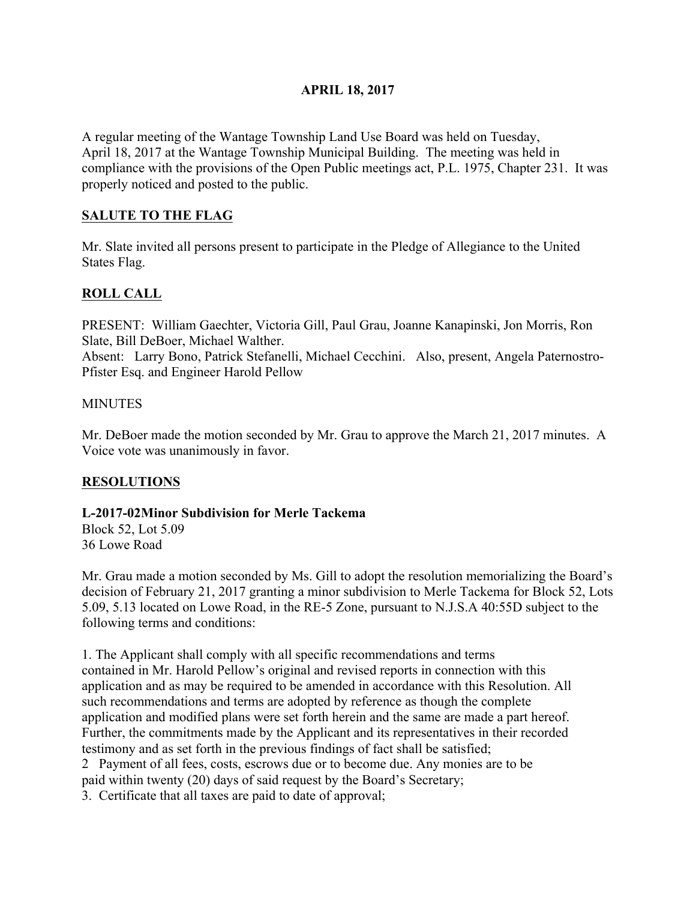**APRIL 18, 2017**

A regular meeting of the Wantage Township Land Use Board was held on Tuesday, April 18, 2017 at the Wantage Township Municipal Building. The meeting was held in compliance with the provisions of the Open Public meetings act, P.L. 1975, Chapter 231. It was properly noticed and posted to the public.

## SALUTE TO THE FLAG

Mr. Slate invited all persons present to participate in the Pledge of Allegiance to the United States Flag.

## ROLL CALL

PRESENT: William Gaechter, Victoria Gill, Paul Grau, Joanne Kanapinski, Jon Morris, Ron Slate, Bill DeBoer, Michael Walther.
Absent: Larry Bono, Patrick Stefanelli, Michael Cecchini. Also, present, Angela Paternostro-Pfister Esq. and Engineer Harold Pellow

MINUTES

Mr. DeBoer made the motion seconded by Mr. Grau to approve the March 21, 2017 minutes. A Voice vote was unanimously in favor.

## RESOLUTIONS

**L-2017-02Minor Subdivision for Merle Tackema**
Block 52, Lot 5.09
36 Lowe Road

Mr. Grau made a motion seconded by Ms. Gill to adopt the resolution memorializing the Board's decision of February 21, 2017 granting a minor subdivision to Merle Tackema for Block 52, Lots 5.09, 5.13 located on Lowe Road, in the RE-5 Zone, pursuant to N.J.S.A 40:55D subject to the following terms and conditions:

1. The Applicant shall comply with all specific recommendations and terms contained in Mr. Harold Pellow's original and revised reports in connection with this application and as may be required to be amended in accordance with this Resolution. All such recommendations and terms are adopted by reference as though the complete application and modified plans were set forth herein and the same are made a part hereof. Further, the commitments made by the Applicant and its representatives in their recorded testimony and as set forth in the previous findings of fact shall be satisfied;
2 Payment of all fees, costs, escrows due or to become due. Any monies are to be paid within twenty (20) days of said request by the Board's Secretary;
3. Certificate that all taxes are paid to date of approval;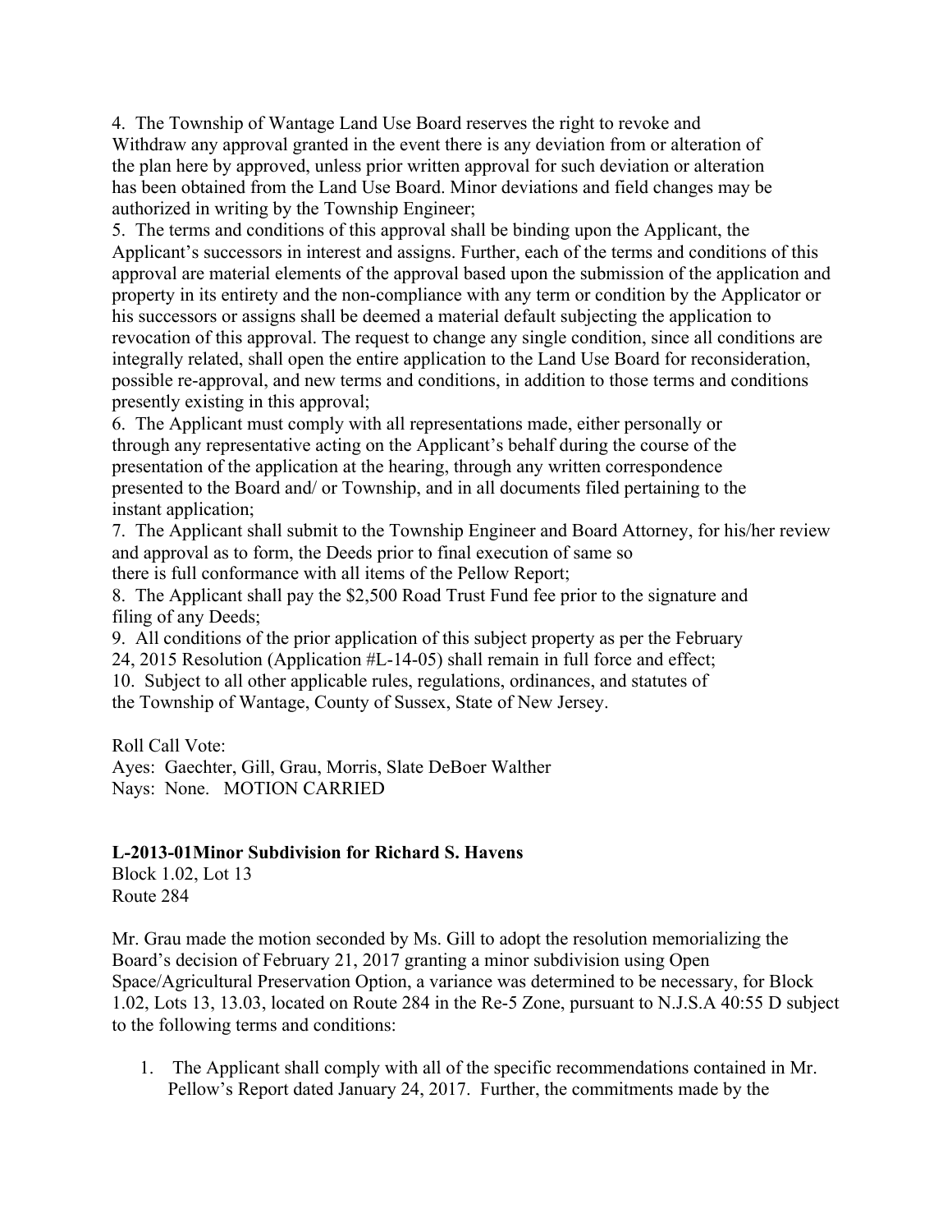4. The Township of Wantage Land Use Board reserves the right to revoke and Withdraw any approval granted in the event there is any deviation from or alteration of the plan here by approved, unless prior written approval for such deviation or alteration has been obtained from the Land Use Board. Minor deviations and field changes may be authorized in writing by the Township Engineer;
5. The terms and conditions of this approval shall be binding upon the Applicant, the Applicant's successors in interest and assigns. Further, each of the terms and conditions of this approval are material elements of the approval based upon the submission of the application and property in its entirety and the non-compliance with any term or condition by the Applicator or his successors or assigns shall be deemed a material default subjecting the application to revocation of this approval. The request to change any single condition, since all conditions are integrally related, shall open the entire application to the Land Use Board for reconsideration, possible re-approval, and new terms and conditions, in addition to those terms and conditions presently existing in this approval;
6. The Applicant must comply with all representations made, either personally or through any representative acting on the Applicant's behalf during the course of the presentation of the application at the hearing, through any written correspondence presented to the Board and/ or Township, and in all documents filed pertaining to the instant application;
7. The Applicant shall submit to the Township Engineer and Board Attorney, for his/her review and approval as to form, the Deeds prior to final execution of same so there is full conformance with all items of the Pellow Report;
8. The Applicant shall pay the $2,500 Road Trust Fund fee prior to the signature and filing of any Deeds;
9. All conditions of the prior application of this subject property as per the February 24, 2015 Resolution (Application #L-14-05) shall remain in full force and effect;
10. Subject to all other applicable rules, regulations, ordinances, and statutes of the Township of Wantage, County of Sussex, State of New Jersey.

Roll Call Vote:
Ayes: Gaechter, Gill, Grau, Morris, Slate DeBoer Walther
Nays: None. MOTION CARRIED

**L-2013-01Minor Subdivision for Richard S. Havens**
Block 1.02, Lot 13
Route 284

Mr. Grau made the motion seconded by Ms. Gill to adopt the resolution memorializing the Board's decision of February 21, 2017 granting a minor subdivision using Open Space/Agricultural Preservation Option, a variance was determined to be necessary, for Block 1.02, Lots 13, 13.03, located on Route 284 in the Re-5 Zone, pursuant to N.J.S.A 40:55 D subject to the following terms and conditions:

1. The Applicant shall comply with all of the specific recommendations contained in Mr. Pellow's Report dated January 24, 2017. Further, the commitments made by the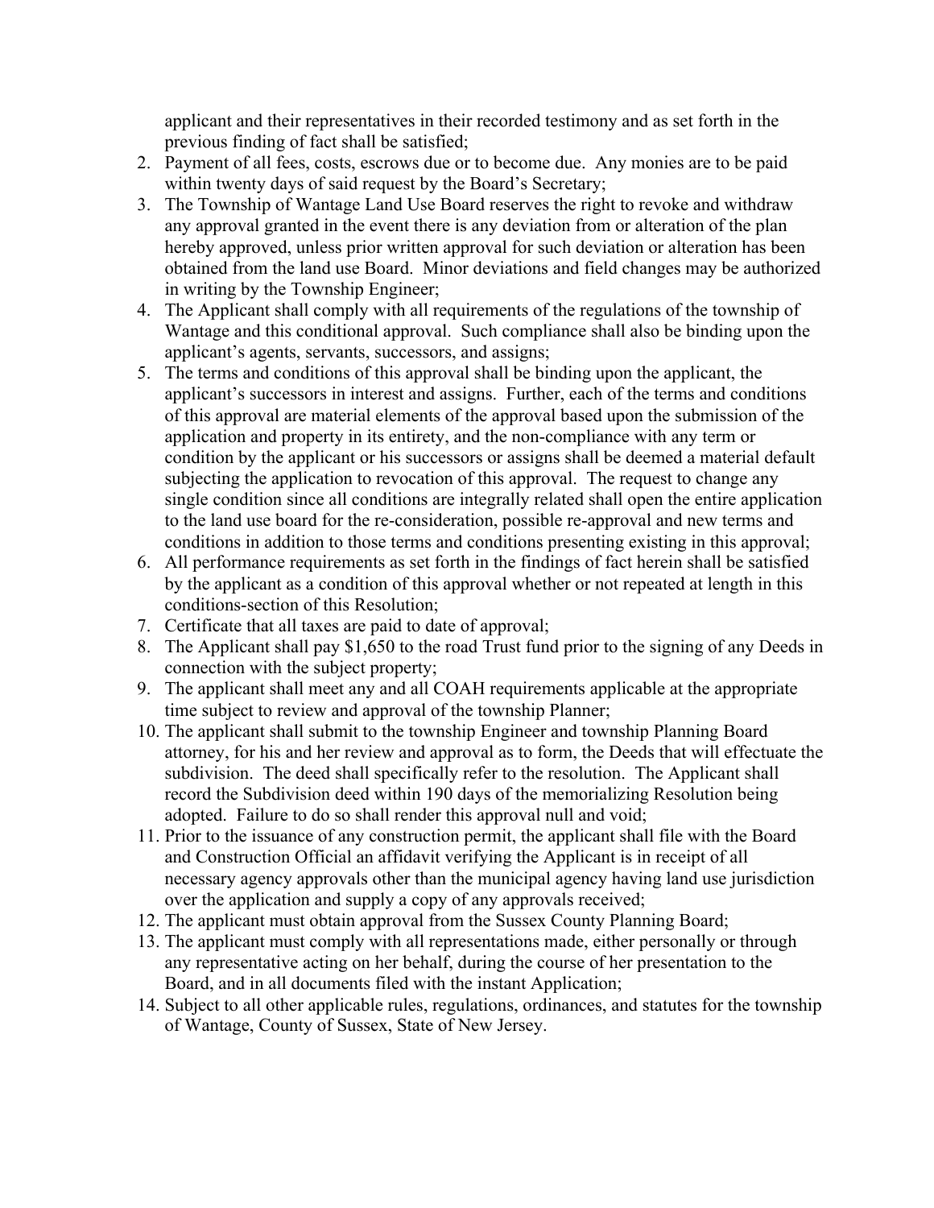applicant and their representatives in their recorded testimony and as set forth in the previous finding of fact shall be satisfied;

2. Payment of all fees, costs, escrows due or to become due. Any monies are to be paid within twenty days of said request by the Board's Secretary;
3. The Township of Wantage Land Use Board reserves the right to revoke and withdraw any approval granted in the event there is any deviation from or alteration of the plan hereby approved, unless prior written approval for such deviation or alteration has been obtained from the land use Board. Minor deviations and field changes may be authorized in writing by the Township Engineer;
4. The Applicant shall comply with all requirements of the regulations of the township of Wantage and this conditional approval. Such compliance shall also be binding upon the applicant's agents, servants, successors, and assigns;
5. The terms and conditions of this approval shall be binding upon the applicant, the applicant's successors in interest and assigns. Further, each of the terms and conditions of this approval are material elements of the approval based upon the submission of the application and property in its entirety, and the non-compliance with any term or condition by the applicant or his successors or assigns shall be deemed a material default subjecting the application to revocation of this approval. The request to change any single condition since all conditions are integrally related shall open the entire application to the land use board for the re-consideration, possible re-approval and new terms and conditions in addition to those terms and conditions presenting existing in this approval;
6. All performance requirements as set forth in the findings of fact herein shall be satisfied by the applicant as a condition of this approval whether or not repeated at length in this conditions-section of this Resolution;
7. Certificate that all taxes are paid to date of approval;
8. The Applicant shall pay $1,650 to the road Trust fund prior to the signing of any Deeds in connection with the subject property;
9. The applicant shall meet any and all COAH requirements applicable at the appropriate time subject to review and approval of the township Planner;
10. The applicant shall submit to the township Engineer and township Planning Board attorney, for his and her review and approval as to form, the Deeds that will effectuate the subdivision. The deed shall specifically refer to the resolution. The Applicant shall record the Subdivision deed within 190 days of the memorializing Resolution being adopted. Failure to do so shall render this approval null and void;
11. Prior to the issuance of any construction permit, the applicant shall file with the Board and Construction Official an affidavit verifying the Applicant is in receipt of all necessary agency approvals other than the municipal agency having land use jurisdiction over the application and supply a copy of any approvals received;
12. The applicant must obtain approval from the Sussex County Planning Board;
13. The applicant must comply with all representations made, either personally or through any representative acting on her behalf, during the course of her presentation to the Board, and in all documents filed with the instant Application;
14. Subject to all other applicable rules, regulations, ordinances, and statutes for the township of Wantage, County of Sussex, State of New Jersey.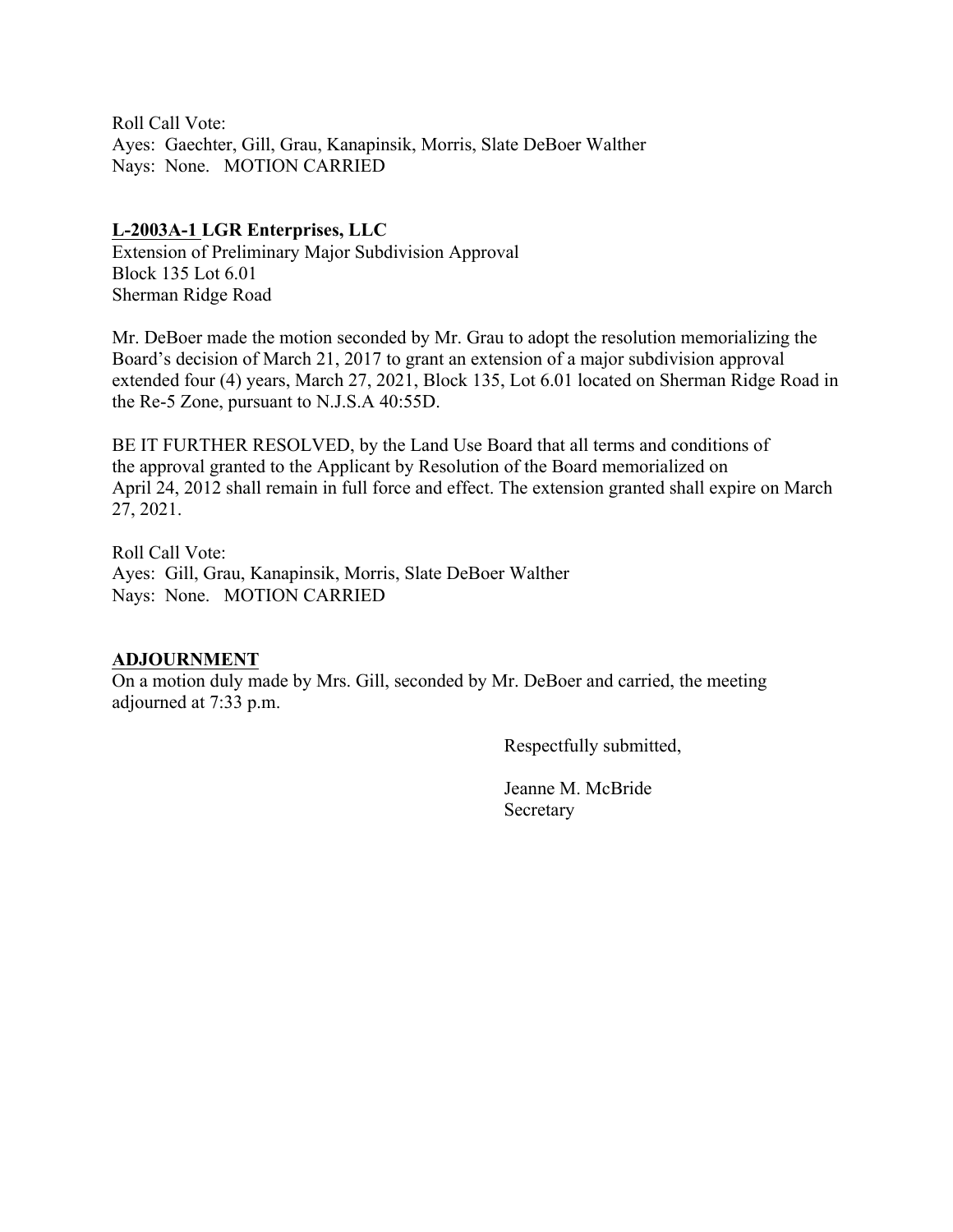Roll Call Vote:
Ayes: Gaechter, Gill, Grau, Kanapinsik, Morris, Slate DeBoer Walther
Nays: None. MOTION CARRIED

**L-2003A-1 LGR Enterprises, LLC**
Extension of Preliminary Major Subdivision Approval
Block 135 Lot 6.01
Sherman Ridge Road

Mr. DeBoer made the motion seconded by Mr. Grau to adopt the resolution memorializing the Board's decision of March 21, 2017 to grant an extension of a major subdivision approval extended four (4) years, March 27, 2021, Block 135, Lot 6.01 located on Sherman Ridge Road in the Re-5 Zone, pursuant to N.J.S.A 40:55D.

BE IT FURTHER RESOLVED, by the Land Use Board that all terms and conditions of the approval granted to the Applicant by Resolution of the Board memorialized on April 24, 2012 shall remain in full force and effect. The extension granted shall expire on March 27, 2021.

Roll Call Vote:
Ayes: Gill, Grau, Kanapinsik, Morris, Slate DeBoer Walther
Nays: None. MOTION CARRIED

**ADJOURNMENT**

On a motion duly made by Mrs. Gill, seconded by Mr. DeBoer and carried, the meeting adjourned at 7:33 p.m.

Respectfully submitted,

Jeanne M. McBride
Secretary